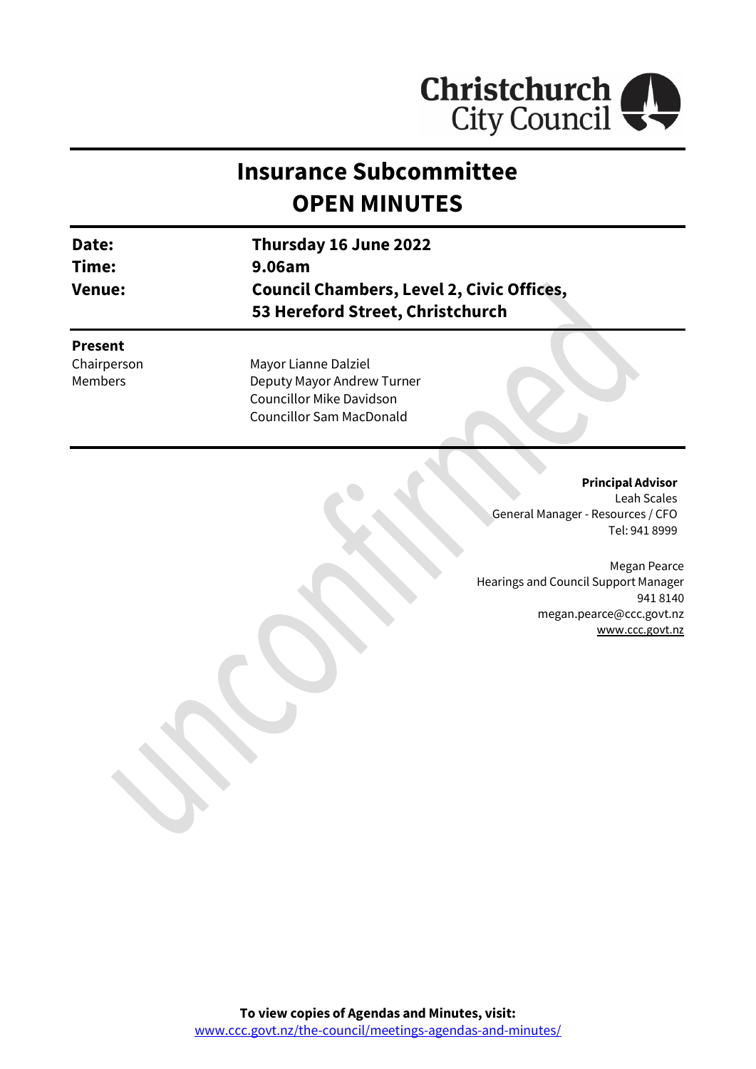Christchurch City Council

# Insurance Subcommittee
# OPEN MINUTES

| | |
|---|---|
| **Date:** | **Thursday 16 June 2022** |
| **Time:** | **9.06am** |
| **Venue:** | **Council Chambers, Level 2, Civic Offices, 53 Hereford Street, Christchurch** |

**Present**

| | |
|---|---|
| Chairperson | Mayor Lianne Dalziel |
| Members | Deputy Mayor Andrew Turner |
| | Councillor Mike Davidson |
| | Councillor Sam MacDonald |

**Principal Advisor**
Leah Scales
General Manager - Resources / CFO
Tel: 941 8999

Megan Pearce
Hearings and Council Support Manager
941 8140
megan.pearce@ccc.govt.nz
www.ccc.govt.nz

**To view copies of Agendas and Minutes, visit:**
www.ccc.govt.nz/the-council/meetings-agendas-and-minutes/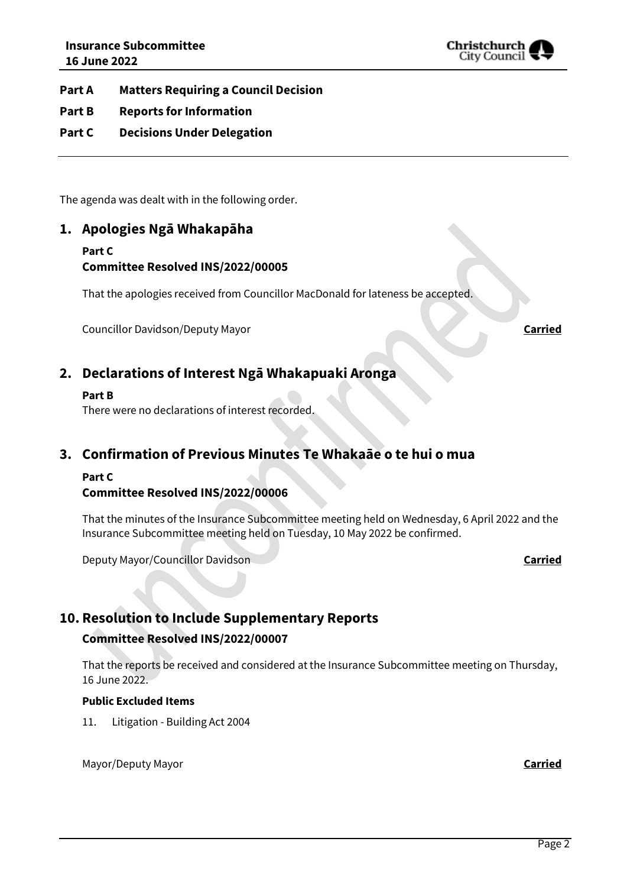**Part A Matters Requiring a Council Decision**

**Part B Reports for Information**

**Part C Decisions Under Delegation**

---

The agenda was dealt with in the following order.

## 1. Apologies Ngā Whakapāha

**Part C**

**Committee Resolved INS/2022/00005**

That the apologies received from Councillor MacDonald for lateness be accepted.

Councillor Davidson/Deputy Mayor **Carried**

## 2. Declarations of Interest Ngā Whakapuaki Aronga

**Part B**

There were no declarations of interest recorded.

## 3. Confirmation of Previous Minutes Te Whakaāe o te hui o mua

**Part C**

**Committee Resolved INS/2022/00006**

That the minutes of the Insurance Subcommittee meeting held on Wednesday, 6 April 2022 and the Insurance Subcommittee meeting held on Tuesday, 10 May 2022 be confirmed.

Deputy Mayor/Councillor Davidson **Carried**

## 10. Resolution to Include Supplementary Reports

**Committee Resolved INS/2022/00007**

That the reports be received and considered at the Insurance Subcommittee meeting on Thursday, 16 June 2022.

**Public Excluded Items**

11. Litigation - Building Act 2004

Mayor/Deputy Mayor **Carried**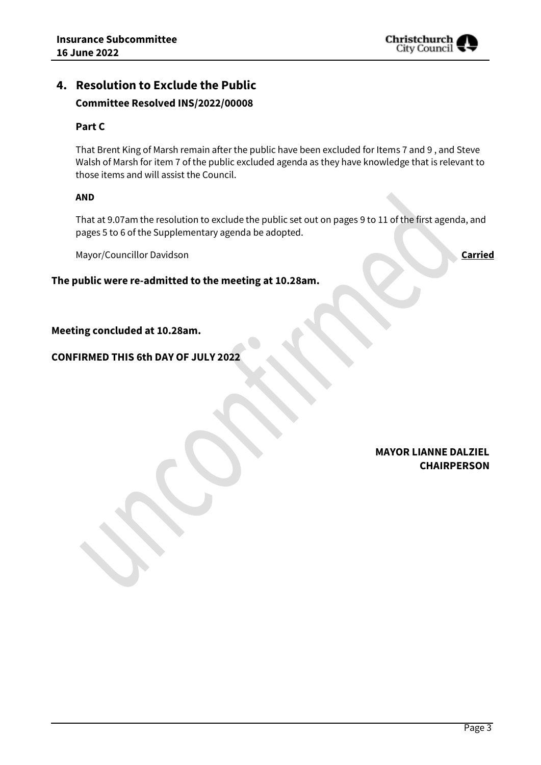## 4. Resolution to Exclude the Public

### Committee Resolved INS/2022/00008

**Part C**

That Brent King of Marsh remain after the public have been excluded for Items 7 and 9 , and Steve Walsh of Marsh for item 7 of the public excluded agenda as they have knowledge that is relevant to those items and will assist the Council.

**AND**

That at 9.07am the resolution to exclude the public set out on pages 9 to 11 of the first agenda, and pages 5 to 6 of the Supplementary agenda be adopted.

Mayor/Councillor Davidson **Carried**

**The public were re-admitted to the meeting at 10.28am.**

**Meeting concluded at 10.28am.**

**CONFIRMED THIS 6th DAY OF JULY 2022**

**MAYOR LIANNE DALZIEL**
**CHAIRPERSON**